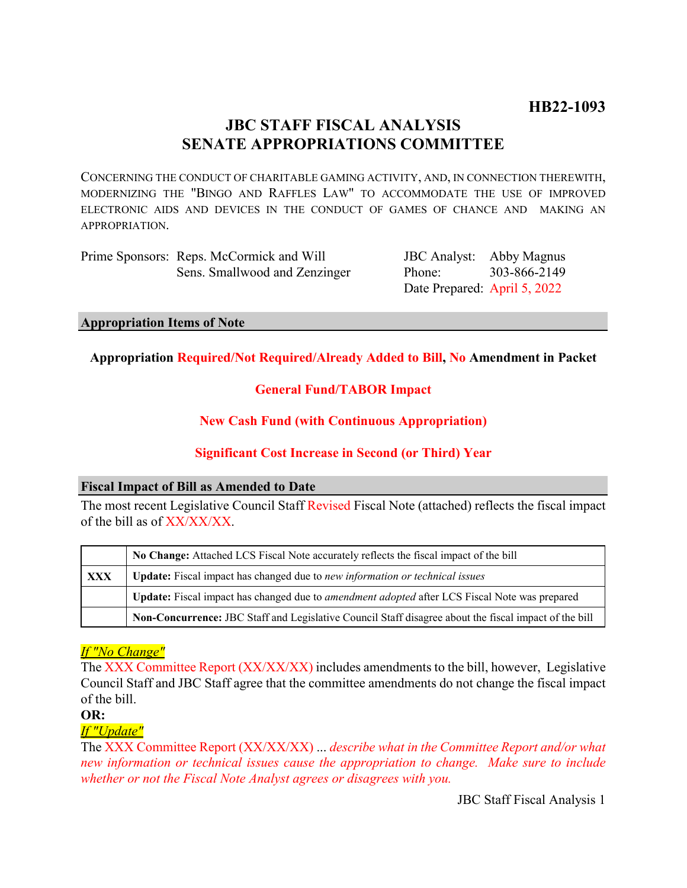**HB22-1093**

# JBC STAFF FISCAL ANALYSIS
# SENATE APPROPRIATIONS COMMITTEE

CONCERNING THE CONDUCT OF CHARITABLE GAMING ACTIVITY, AND, IN CONNECTION THEREWITH, MODERNIZING THE "BINGO AND RAFFLES LAW" TO ACCOMMODATE THE USE OF IMPROVED ELECTRONIC AIDS AND DEVICES IN THE CONDUCT OF GAMES OF CHANCE AND MAKING AN APPROPRIATION.

| | | | |
|---|---|---|---|
| Prime Sponsors: | Reps. McCormick and Will<br>Sens. Smallwood and Zenzinger | JBC Analyst:<br>Phone:<br>Date Prepared: | Abby Magnus<br>303-866-2149<br>April 5, 2022 |

## Appropriation Items of Note

**Appropriation Required/Not Required/Already Added to Bill, No Amendment in Packet**

**General Fund/TABOR Impact**

**New Cash Fund (with Continuous Appropriation)**

**Significant Cost Increase in Second (or Third) Year**

## Fiscal Impact of Bill as Amended to Date

The most recent Legislative Council Staff Revised Fiscal Note (attached) reflects the fiscal impact of the bill as of XX/XX/XX.

| | |
|---|---|
| | **No Change:** Attached LCS Fiscal Note accurately reflects the fiscal impact of the bill |
| **XXX** | **Update:** Fiscal impact has changed due to *new information or technical issues* |
| | **Update:** Fiscal impact has changed due to *amendment adopted* after LCS Fiscal Note was prepared |
| | **Non-Concurrence:** JBC Staff and Legislative Council Staff disagree about the fiscal impact of the bill |

*If "No Change"*

The XXX Committee Report (XX/XX/XX) includes amendments to the bill, however, Legislative Council Staff and JBC Staff agree that the committee amendments do not change the fiscal impact of the bill.

**OR:**

*If "Update"*

The XXX Committee Report (XX/XX/XX) ... *describe what in the Committee Report and/or what new information or technical issues cause the appropriation to change. Make sure to include whether or not the Fiscal Note Analyst agrees or disagrees with you.*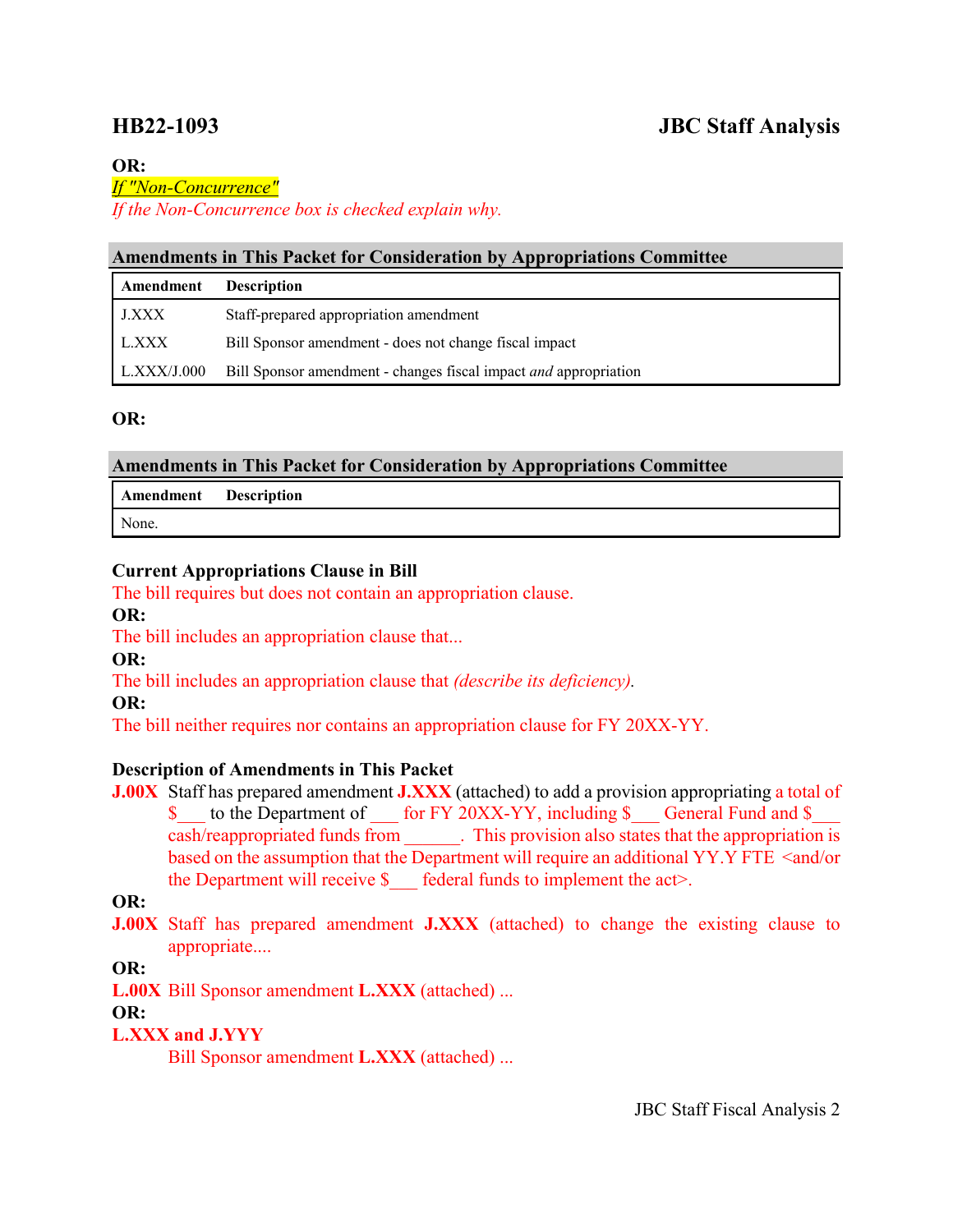## HB22-1093 JBC Staff Analysis

**OR:**

*If "Non-Concurrence"*

*If the Non-Concurrence box is checked explain why.*

**Amendments in This Packet for Consideration by Appropriations Committee**

| Amendment | Description |
|---|---|
| J.XXX | Staff-prepared appropriation amendment |
| L.XXX | Bill Sponsor amendment - does not change fiscal impact |
| L.XXX/J.000 | Bill Sponsor amendment - changes fiscal impact *and* appropriation |

**OR:**

**Amendments in This Packet for Consideration by Appropriations Committee**

| Amendment | Description |
|---|---|
| None. | |

**Current Appropriations Clause in Bill**

The bill requires but does not contain an appropriation clause.

**OR:**

The bill includes an appropriation clause that...

**OR:**

The bill includes an appropriation clause that *(describe its deficiency)*.

**OR:**

The bill neither requires nor contains an appropriation clause for FY 20XX-YY.

**Description of Amendments in This Packet**

**J.00X** Staff has prepared amendment **J.XXX** (attached) to add a provision appropriating a total of $___ to the Department of ___ for FY 20XX-YY, including $___ General Fund and $___ cash/reappropriated funds from ______. This provision also states that the appropriation is based on the assumption that the Department will require an additional YY.Y FTE <and/or the Department will receive $___ federal funds to implement the act>.

**OR:**

**J.00X** Staff has prepared amendment **J.XXX** (attached) to change the existing clause to appropriate....

**OR:**

**L.00X** Bill Sponsor amendment **L.XXX** (attached) ...

**OR:**

**L.XXX and J.YYY**

Bill Sponsor amendment **L.XXX** (attached) ...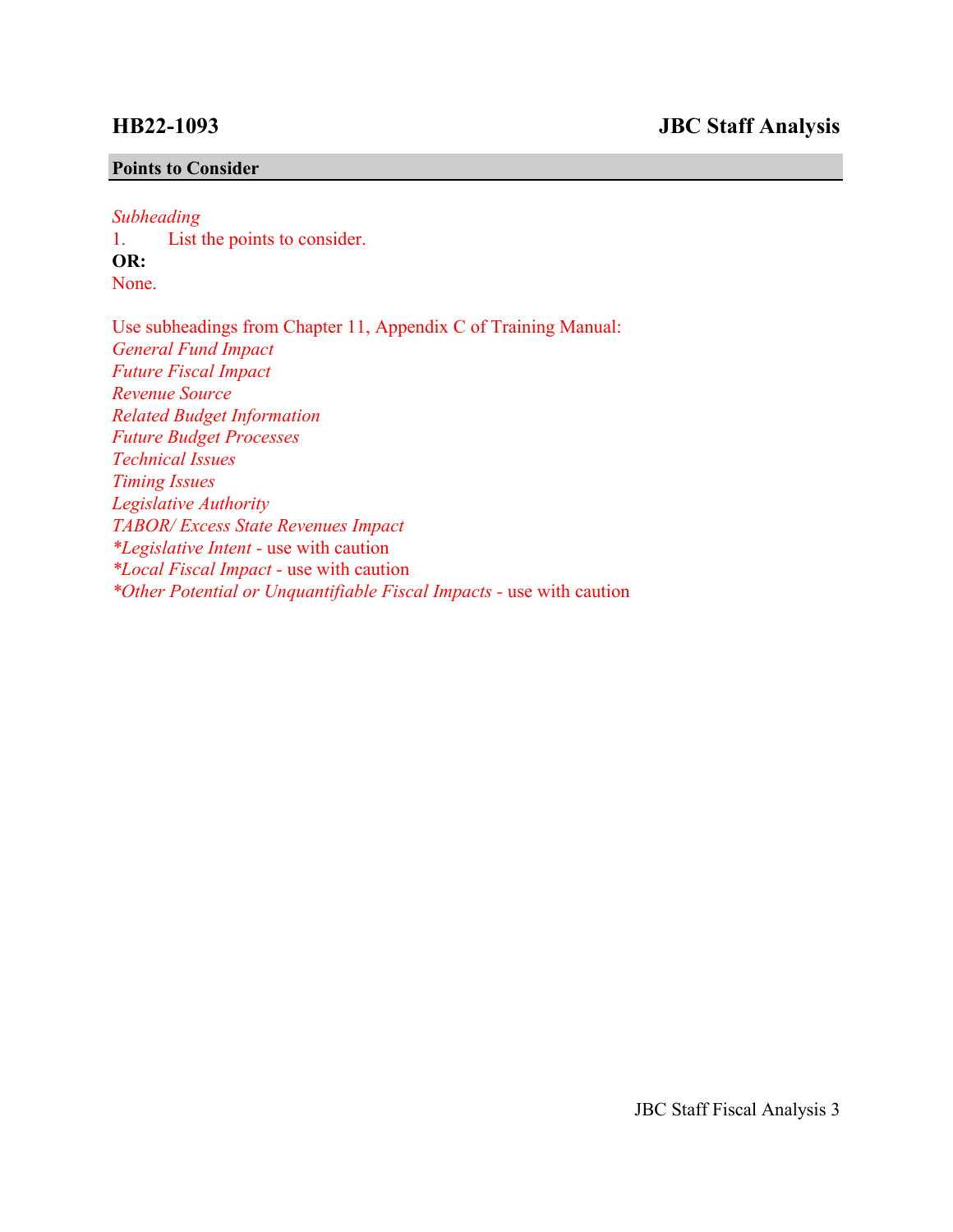**Points to Consider**

*Subheading*

1. List the points to consider.

**OR:**

None.

Use subheadings from Chapter 11, Appendix C of Training Manual:

*General Fund Impact*
*Future Fiscal Impact*
*Revenue Source*
*Related Budget Information*
*Future Budget Processes*
*Technical Issues*
*Timing Issues*
*Legislative Authority*
*TABOR/ Excess State Revenues Impact*
*\*Legislative Intent* - use with caution
*\*Local Fiscal Impact* - use with caution
*\*Other Potential or Unquantifiable Fiscal Impacts* - use with caution